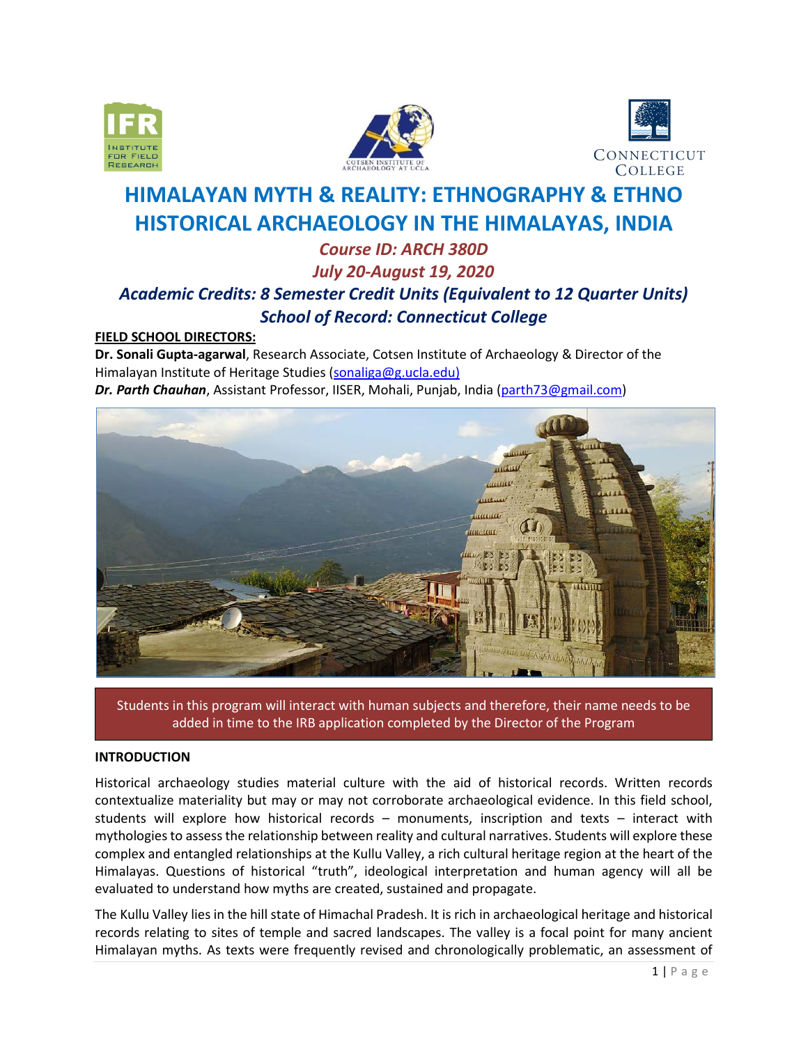# HIMALAYAN MYTH & REALITY: ETHNOGRAPHY & ETHNO HISTORICAL ARCHAEOLOGY IN THE HIMALAYAS, INDIA

### *Course ID: ARCH 380D*

### *July 20-August 19, 2020*

### *Academic Credits: 8 Semester Credit Units (Equivalent to 12 Quarter Units)*

### *School of Record: Connecticut College*

**FIELD SCHOOL DIRECTORS:**

**Dr. Sonali Gupta-agarwal**, Research Associate, Cotsen Institute of Archaeology & Director of the Himalayan Institute of Heritage Studies (sonaliga@g.ucla.edu)

***Dr. Parth Chauhan***, Assistant Professor, IISER, Mohali, Punjab, India (parth73@gmail.com)

Students in this program will interact with human subjects and therefore, their name needs to be added in time to the IRB application completed by the Director of the Program

**INTRODUCTION**

Historical archaeology studies material culture with the aid of historical records. Written records contextualize materiality but may or may not corroborate archaeological evidence. In this field school, students will explore how historical records – monuments, inscription and texts – interact with mythologies to assess the relationship between reality and cultural narratives. Students will explore these complex and entangled relationships at the Kullu Valley, a rich cultural heritage region at the heart of the Himalayas. Questions of historical "truth", ideological interpretation and human agency will all be evaluated to understand how myths are created, sustained and propagate.

The Kullu Valley lies in the hill state of Himachal Pradesh. It is rich in archaeological heritage and historical records relating to sites of temple and sacred landscapes. The valley is a focal point for many ancient Himalayan myths. As texts were frequently revised and chronologically problematic, an assessment of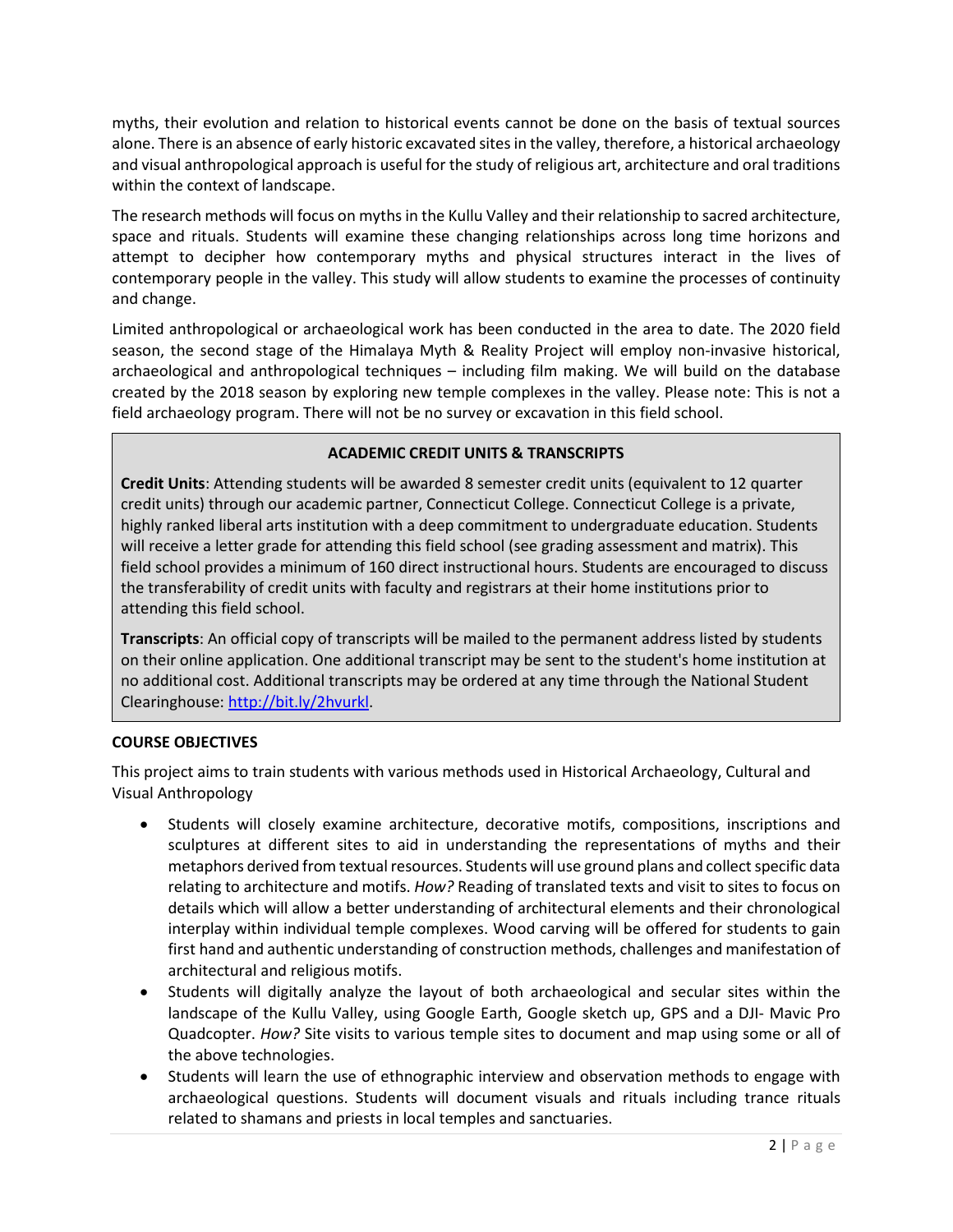myths, their evolution and relation to historical events cannot be done on the basis of textual sources alone. There is an absence of early historic excavated sites in the valley, therefore, a historical archaeology and visual anthropological approach is useful for the study of religious art, architecture and oral traditions within the context of landscape.

The research methods will focus on myths in the Kullu Valley and their relationship to sacred architecture, space and rituals. Students will examine these changing relationships across long time horizons and attempt to decipher how contemporary myths and physical structures interact in the lives of contemporary people in the valley. This study will allow students to examine the processes of continuity and change.

Limited anthropological or archaeological work has been conducted in the area to date. The 2020 field season, the second stage of the Himalaya Myth & Reality Project will employ non-invasive historical, archaeological and anthropological techniques – including film making. We will build on the database created by the 2018 season by exploring new temple complexes in the valley. Please note: This is not a field archaeology program. There will not be no survey or excavation in this field school.

**ACADEMIC CREDIT UNITS & TRANSCRIPTS**

**Credit Units**: Attending students will be awarded 8 semester credit units (equivalent to 12 quarter credit units) through our academic partner, Connecticut College. Connecticut College is a private, highly ranked liberal arts institution with a deep commitment to undergraduate education. Students will receive a letter grade for attending this field school (see grading assessment and matrix). This field school provides a minimum of 160 direct instructional hours. Students are encouraged to discuss the transferability of credit units with faculty and registrars at their home institutions prior to attending this field school.

**Transcripts**: An official copy of transcripts will be mailed to the permanent address listed by students on their online application. One additional transcript may be sent to the student's home institution at no additional cost. Additional transcripts may be ordered at any time through the National Student Clearinghouse: http://bit.ly/2hvurkl.

**COURSE OBJECTIVES**

This project aims to train students with various methods used in Historical Archaeology, Cultural and Visual Anthropology

- Students will closely examine architecture, decorative motifs, compositions, inscriptions and sculptures at different sites to aid in understanding the representations of myths and their metaphors derived from textual resources. Students will use ground plans and collect specific data relating to architecture and motifs. *How?* Reading of translated texts and visit to sites to focus on details which will allow a better understanding of architectural elements and their chronological interplay within individual temple complexes. Wood carving will be offered for students to gain first hand and authentic understanding of construction methods, challenges and manifestation of architectural and religious motifs.
- Students will digitally analyze the layout of both archaeological and secular sites within the landscape of the Kullu Valley, using Google Earth, Google sketch up, GPS and a DJI- Mavic Pro Quadcopter. *How?* Site visits to various temple sites to document and map using some or all of the above technologies.
- Students will learn the use of ethnographic interview and observation methods to engage with archaeological questions. Students will document visuals and rituals including trance rituals related to shamans and priests in local temples and sanctuaries.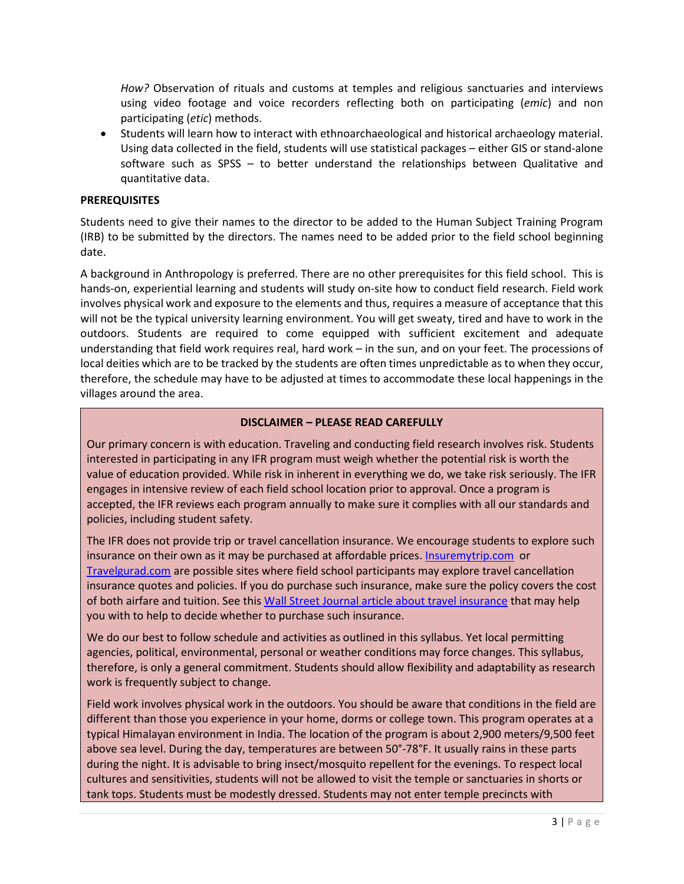*How?* Observation of rituals and customs at temples and religious sanctuaries and interviews using video footage and voice recorders reflecting both on participating (*emic*) and non participating (*etic*) methods.

- Students will learn how to interact with ethnoarchaeological and historical archaeology material. Using data collected in the field, students will use statistical packages – either GIS or stand-alone software such as SPSS – to better understand the relationships between Qualitative and quantitative data.

**PREREQUISITES**

Students need to give their names to the director to be added to the Human Subject Training Program (IRB) to be submitted by the directors. The names need to be added prior to the field school beginning date.

A background in Anthropology is preferred. There are no other prerequisites for this field school. This is hands-on, experiential learning and students will study on-site how to conduct field research. Field work involves physical work and exposure to the elements and thus, requires a measure of acceptance that this will not be the typical university learning environment. You will get sweaty, tired and have to work in the outdoors. Students are required to come equipped with sufficient excitement and adequate understanding that field work requires real, hard work – in the sun, and on your feet. The processions of local deities which are to be tracked by the students are often times unpredictable as to when they occur, therefore, the schedule may have to be adjusted at times to accommodate these local happenings in the villages around the area.

**DISCLAIMER – PLEASE READ CAREFULLY**

Our primary concern is with education. Traveling and conducting field research involves risk. Students interested in participating in any IFR program must weigh whether the potential risk is worth the value of education provided. While risk in inherent in everything we do, we take risk seriously. The IFR engages in intensive review of each field school location prior to approval. Once a program is accepted, the IFR reviews each program annually to make sure it complies with all our standards and policies, including student safety.

The IFR does not provide trip or travel cancellation insurance. We encourage students to explore such insurance on their own as it may be purchased at affordable prices. Insuremytrip.com or Travelgurad.com are possible sites where field school participants may explore travel cancellation insurance quotes and policies. If you do purchase such insurance, make sure the policy covers the cost of both airfare and tuition. See this Wall Street Journal article about travel insurance that may help you with to help to decide whether to purchase such insurance.

We do our best to follow schedule and activities as outlined in this syllabus. Yet local permitting agencies, political, environmental, personal or weather conditions may force changes. This syllabus, therefore, is only a general commitment. Students should allow flexibility and adaptability as research work is frequently subject to change.

Field work involves physical work in the outdoors. You should be aware that conditions in the field are different than those you experience in your home, dorms or college town. This program operates at a typical Himalayan environment in India. The location of the program is about 2,900 meters/9,500 feet above sea level. During the day, temperatures are between 50°-78°F. It usually rains in these parts during the night. It is advisable to bring insect/mosquito repellent for the evenings. To respect local cultures and sensitivities, students will not be allowed to visit the temple or sanctuaries in shorts or tank tops. Students must be modestly dressed. Students may not enter temple precincts with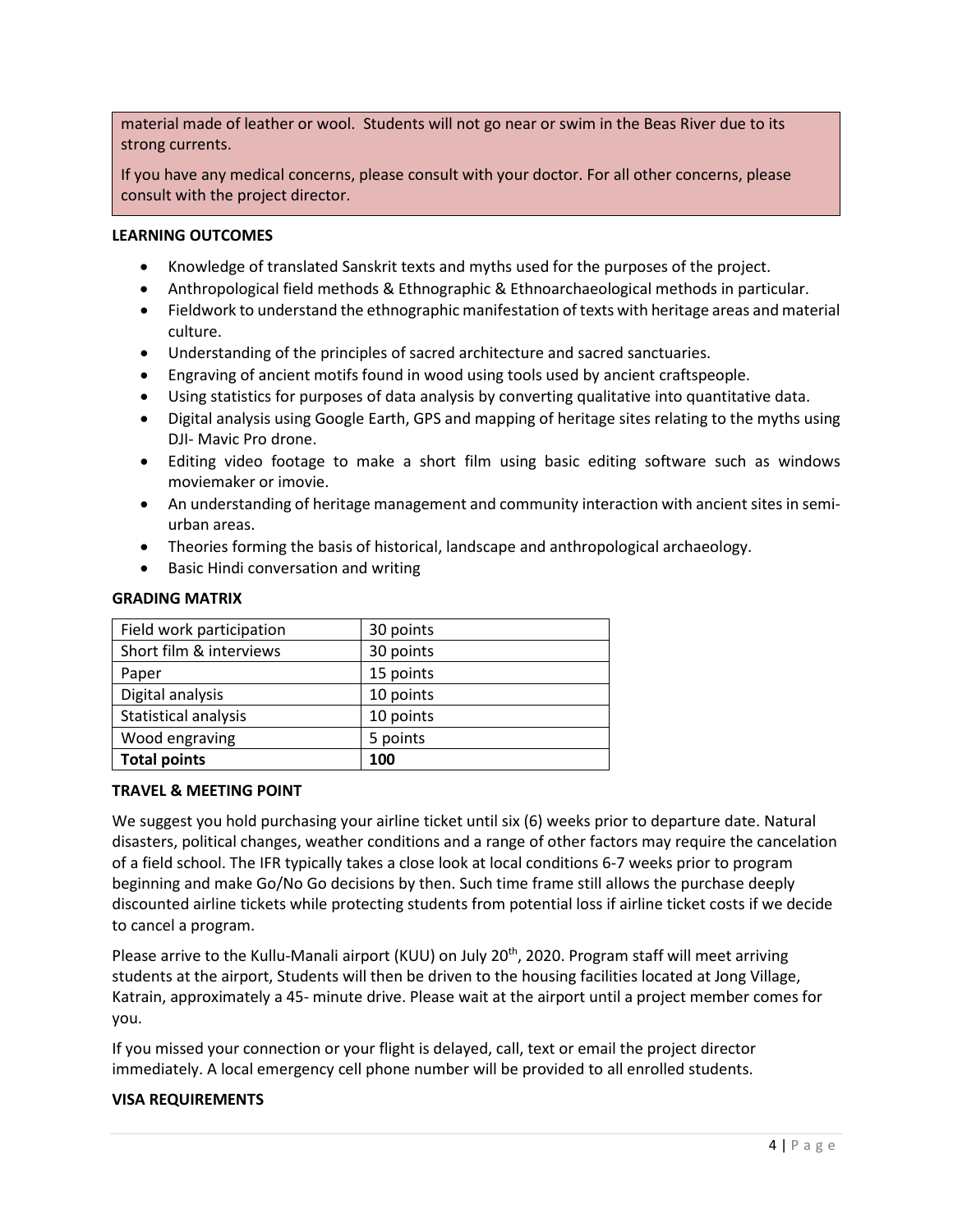material made of leather or wool. Students will not go near or swim in the Beas River due to its strong currents.

If you have any medical concerns, please consult with your doctor. For all other concerns, please consult with the project director.

**LEARNING OUTCOMES**

- Knowledge of translated Sanskrit texts and myths used for the purposes of the project.
- Anthropological field methods & Ethnographic & Ethnoarchaeological methods in particular.
- Fieldwork to understand the ethnographic manifestation of texts with heritage areas and material culture.
- Understanding of the principles of sacred architecture and sacred sanctuaries.
- Engraving of ancient motifs found in wood using tools used by ancient craftspeople.
- Using statistics for purposes of data analysis by converting qualitative into quantitative data.
- Digital analysis using Google Earth, GPS and mapping of heritage sites relating to the myths using DJI- Mavic Pro drone.
- Editing video footage to make a short film using basic editing software such as windows moviemaker or imovie.
- An understanding of heritage management and community interaction with ancient sites in semi-urban areas.
- Theories forming the basis of historical, landscape and anthropological archaeology.
- Basic Hindi conversation and writing

**GRADING MATRIX**

| Field work participation | 30 points |
|---|---|
| Short film & interviews | 30 points |
| Paper | 15 points |
| Digital analysis | 10 points |
| Statistical analysis | 10 points |
| Wood engraving | 5 points |
| **Total points** | **100** |

**TRAVEL & MEETING POINT**

We suggest you hold purchasing your airline ticket until six (6) weeks prior to departure date. Natural disasters, political changes, weather conditions and a range of other factors may require the cancelation of a field school. The IFR typically takes a close look at local conditions 6-7 weeks prior to program beginning and make Go/No Go decisions by then. Such time frame still allows the purchase deeply discounted airline tickets while protecting students from potential loss if airline ticket costs if we decide to cancel a program.

Please arrive to the Kullu-Manali airport (KUU) on July 20th, 2020. Program staff will meet arriving students at the airport, Students will then be driven to the housing facilities located at Jong Village, Katrain, approximately a 45- minute drive. Please wait at the airport until a project member comes for you.

If you missed your connection or your flight is delayed, call, text or email the project director immediately. A local emergency cell phone number will be provided to all enrolled students.

**VISA REQUIREMENTS**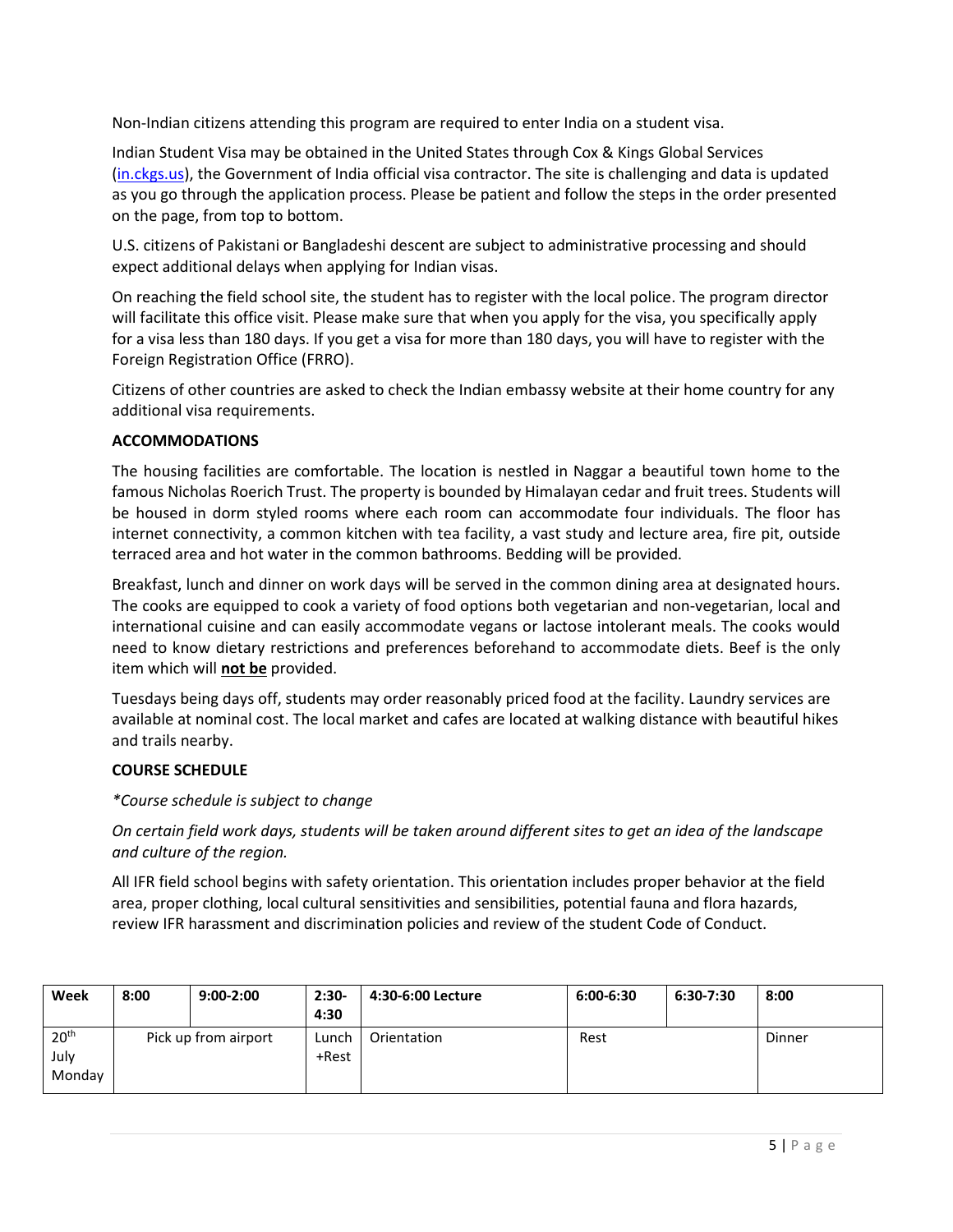Non-Indian citizens attending this program are required to enter India on a student visa.

Indian Student Visa may be obtained in the United States through Cox & Kings Global Services ([in.ckgs.us](in.ckgs.us)), the Government of India official visa contractor. The site is challenging and data is updated as you go through the application process. Please be patient and follow the steps in the order presented on the page, from top to bottom.

U.S. citizens of Pakistani or Bangladeshi descent are subject to administrative processing and should expect additional delays when applying for Indian visas.

On reaching the field school site, the student has to register with the local police. The program director will facilitate this office visit. Please make sure that when you apply for the visa, you specifically apply for a visa less than 180 days. If you get a visa for more than 180 days, you will have to register with the Foreign Registration Office (FRRO).

Citizens of other countries are asked to check the Indian embassy website at their home country for any additional visa requirements.

**ACCOMMODATIONS**

The housing facilities are comfortable. The location is nestled in Naggar a beautiful town home to the famous Nicholas Roerich Trust. The property is bounded by Himalayan cedar and fruit trees. Students will be housed in dorm styled rooms where each room can accommodate four individuals. The floor has internet connectivity, a common kitchen with tea facility, a vast study and lecture area, fire pit, outside terraced area and hot water in the common bathrooms. Bedding will be provided.

Breakfast, lunch and dinner on work days will be served in the common dining area at designated hours. The cooks are equipped to cook a variety of food options both vegetarian and non-vegetarian, local and international cuisine and can easily accommodate vegans or lactose intolerant meals. The cooks would need to know dietary restrictions and preferences beforehand to accommodate diets. Beef is the only item which will **not be** provided.

Tuesdays being days off, students may order reasonably priced food at the facility. Laundry services are available at nominal cost. The local market and cafes are located at walking distance with beautiful hikes and trails nearby.

**COURSE SCHEDULE**

*\*Course schedule is subject to change*

*On certain field work days, students will be taken around different sites to get an idea of the landscape and culture of the region.*

All IFR field school begins with safety orientation. This orientation includes proper behavior at the field area, proper clothing, local cultural sensitivities and sensibilities, potential fauna and flora hazards, review IFR harassment and discrimination policies and review of the student Code of Conduct.

| Week | 8:00 | 9:00-2:00 | 2:30-4:30 | 4:30-6:00 Lecture | 6:00-6:30 | 6:30-7:30 | 8:00 |
|---|---|---|---|---|---|---|---|
| 20th July Monday | Pick up from airport | | Lunch +Rest | Orientation | Rest | | Dinner |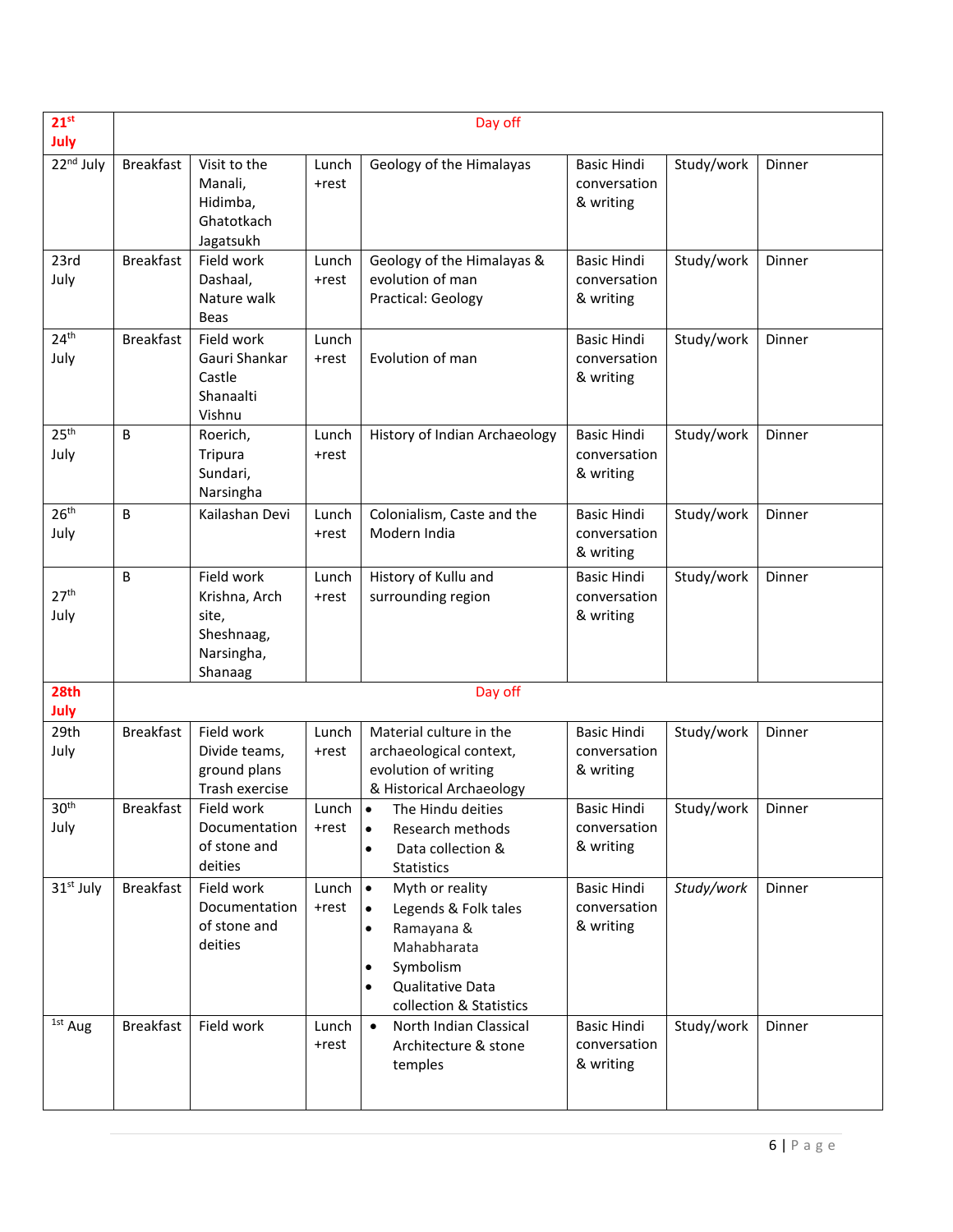| | | | | | | | |
|---|---|---|---|---|---|---|---|
| **21st July** | Day off | | | | | | |
| 22nd July | Breakfast | Visit to the Manali, Hidimba, Ghatotkach Jagatsukh | Lunch +rest | Geology of the Himalayas | Basic Hindi conversation & writing | Study/work | Dinner |
| 23rd July | Breakfast | Field work Dashaal, Nature walk Beas | Lunch +rest | Geology of the Himalayas & evolution of man<br>Practical: Geology | Basic Hindi conversation & writing | Study/work | Dinner |
| 24th July | Breakfast | Field work Gauri Shankar Castle Shanaalti Vishnu | Lunch +rest | Evolution of man | Basic Hindi conversation & writing | Study/work | Dinner |
| 25th July | B | Roerich, Tripura Sundari, Narsingha | Lunch +rest | History of Indian Archaeology | Basic Hindi conversation & writing | Study/work | Dinner |
| 26th July | B | Kailashan Devi | Lunch +rest | Colonialism, Caste and the Modern India | Basic Hindi conversation & writing | Study/work | Dinner |
| 27th July | B | Field work Krishna, Arch site, Sheshnaag, Narsingha, Shanaag | Lunch +rest | History of Kullu and surrounding region | Basic Hindi conversation & writing | Study/work | Dinner |
| **28th July** | Day off | | | | | | |
| 29th July | Breakfast | Field work Divide teams, ground plans Trash exercise | Lunch +rest | Material culture in the archaeological context, evolution of writing & Historical Archaeology | Basic Hindi conversation & writing | Study/work | Dinner |
| 30th July | Breakfast | Field work Documentation of stone and deities | Lunch +rest | • The Hindu deities<br>• Research methods<br>• Data collection & Statistics | Basic Hindi conversation & writing | Study/work | Dinner |
| 31st July | Breakfast | Field work Documentation of stone and deities | Lunch +rest | • Myth or reality<br>• Legends & Folk tales<br>• Ramayana & Mahabharata<br>• Symbolism<br>• Qualitative Data collection & Statistics | Basic Hindi conversation & writing | *Study/work* | Dinner |
| 1st Aug | Breakfast | Field work | Lunch +rest | • North Indian Classical Architecture & stone temples | Basic Hindi conversation & writing | Study/work | Dinner |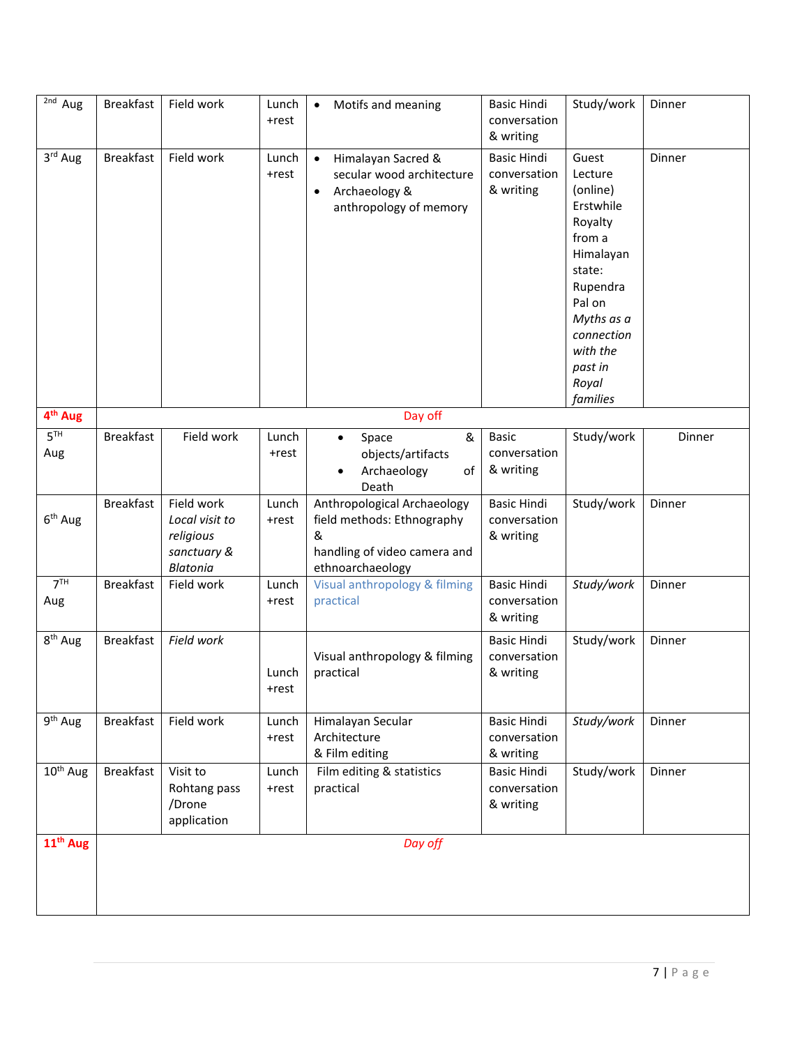| 2nd Aug | Breakfast | Field work | Lunch +rest | • Motifs and meaning | Basic Hindi conversation & writing | Study/work | Dinner |
|---|---|---|---|---|---|---|---|
| 3rd Aug | Breakfast | Field work | Lunch +rest | • Himalayan Sacred & secular wood architecture<br>• Archaeology & anthropology of memory | Basic Hindi conversation & writing | Guest Lecture (online) Erstwhile Royalty from a Himalayan state: Rupendra Pal on *Myths as a connection with the past in Royal families* | Dinner |
| **4th Aug** | Day off | | | | | | |
| 5TH Aug | Breakfast | Field work | Lunch +rest | • Space & objects/artifacts<br>• Archaeology of Death | Basic conversation & writing | Study/work | Dinner |
| 6th Aug | Breakfast | Field work *Local visit to religious sanctuary & Blatonia* | Lunch +rest | Anthropological Archaeology field methods: Ethnography & handling of video camera and ethnoarchaeology | Basic Hindi conversation & writing | Study/work | Dinner |
| 7TH Aug | Breakfast | Field work | Lunch +rest | Visual anthropology & filming practical | Basic Hindi conversation & writing | *Study/work* | Dinner |
| 8th Aug | Breakfast | *Field work* | Lunch +rest | Visual anthropology & filming practical | Basic Hindi conversation & writing | Study/work | Dinner |
| 9th Aug | Breakfast | Field work | Lunch +rest | Himalayan Secular Architecture & Film editing | Basic Hindi conversation & writing | *Study/work* | Dinner |
| 10th Aug | Breakfast | Visit to Rohtang pass /Drone application | Lunch +rest | Film editing & statistics practical | Basic Hindi conversation & writing | Study/work | Dinner |
| **11th Aug** | *Day off* | | | | | | |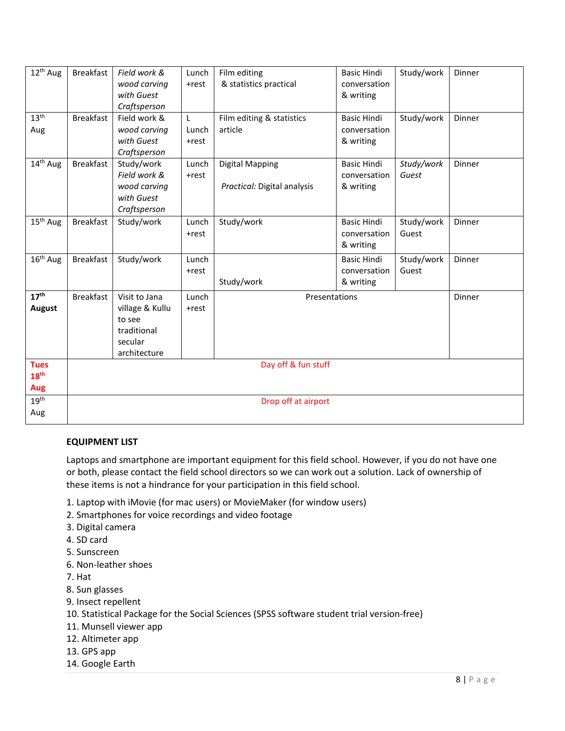| 12th Aug | Breakfast | *Field work & wood carving with Guest Craftsperson* | Lunch +rest | Film editing & statistics practical | Basic Hindi conversation & writing | Study/work | Dinner |
|---|---|---|---|---|---|---|---|
| 13th Aug | Breakfast | Field work & *wood carving with Guest Craftsperson* | L Lunch +rest | Film editing & statistics article | Basic Hindi conversation & writing | Study/work | Dinner |
| 14th Aug | Breakfast | Study/work *Field work & wood carving with Guest Craftsperson* | Lunch +rest | Digital Mapping *Practical:* Digital analysis | Basic Hindi conversation & writing | *Study/work Guest* | Dinner |
| 15th Aug | Breakfast | Study/work | Lunch +rest | Study/work | Basic Hindi conversation & writing | Study/work Guest | Dinner |
| 16th Aug | Breakfast | Study/work | Lunch +rest | Study/work | Basic Hindi conversation & writing | Study/work Guest | Dinner |
| **17th August** | Breakfast | Visit to Jana village & Kullu to see traditional secular architecture | Lunch +rest | Presentations | | | Dinner |
| **Tues 18th Aug** | Day off & fun stuff | | | | | | |
| 19th Aug | Drop off at airport | | | | | | |

**EQUIPMENT LIST**

Laptops and smartphone are important equipment for this field school. However, if you do not have one or both, please contact the field school directors so we can work out a solution. Lack of ownership of these items is not a hindrance for your participation in this field school.

1. Laptop with iMovie (for mac users) or MovieMaker (for window users)
2. Smartphones for voice recordings and video footage
3. Digital camera
4. SD card
5. Sunscreen
6. Non-leather shoes
7. Hat
8. Sun glasses
9. Insect repellent
10. Statistical Package for the Social Sciences (SPSS software student trial version-free)
11. Munsell viewer app
12. Altimeter app
13. GPS app
14. Google Earth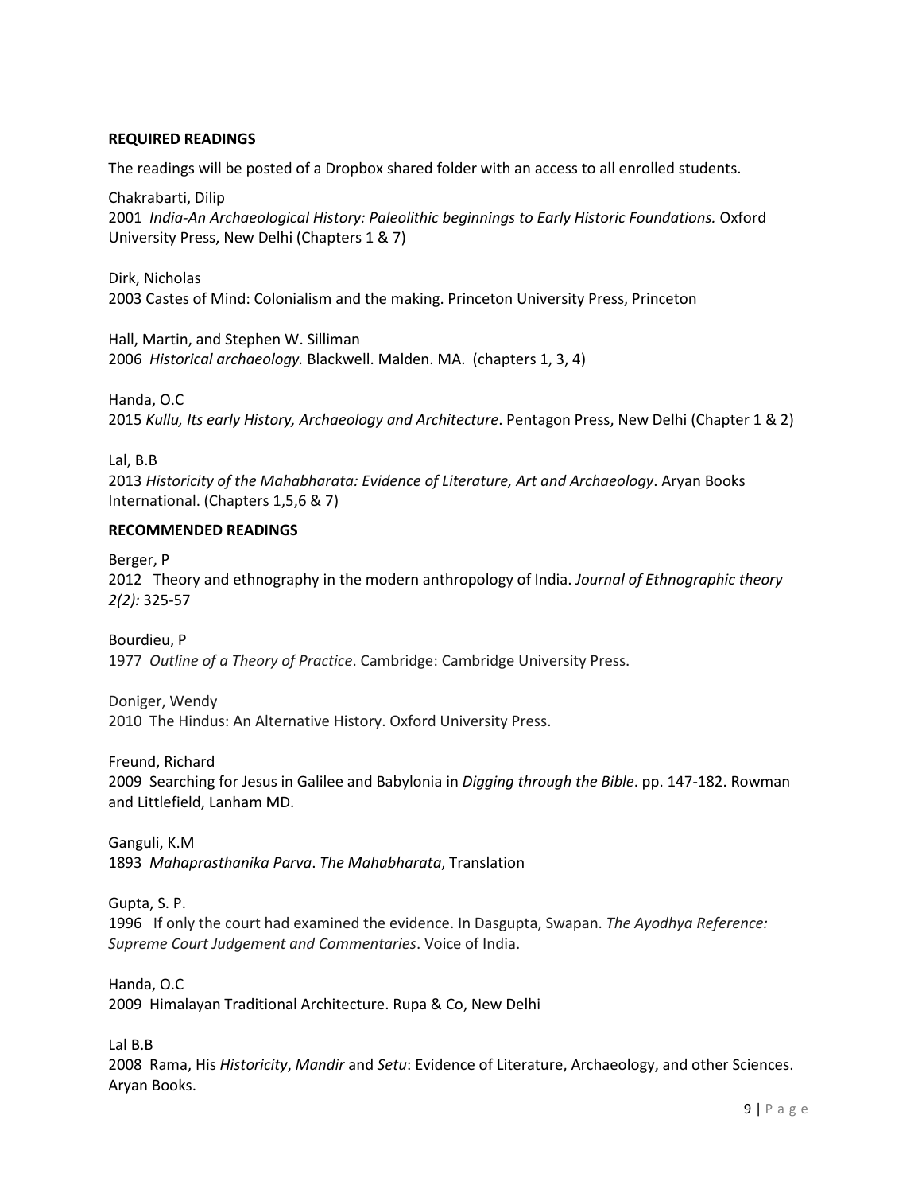**REQUIRED READINGS**

The readings will be posted of a Dropbox shared folder with an access to all enrolled students.

Chakrabarti, Dilip
2001 *India-An Archaeological History: Paleolithic beginnings to Early Historic Foundations.* Oxford University Press, New Delhi (Chapters 1 & 7)

Dirk, Nicholas
2003 Castes of Mind: Colonialism and the making. Princeton University Press, Princeton

Hall, Martin, and Stephen W. Silliman
2006 *Historical archaeology.* Blackwell. Malden. MA. (chapters 1, 3, 4)

Handa, O.C
2015 *Kullu, Its early History, Archaeology and Architecture*. Pentagon Press, New Delhi (Chapter 1 & 2)

Lal, B.B
2013 *Historicity of the Mahabharata: Evidence of Literature, Art and Archaeology*. Aryan Books International. (Chapters 1,5,6 & 7)

**RECOMMENDED READINGS**

Berger, P
2012 Theory and ethnography in the modern anthropology of India. *Journal of Ethnographic theory 2(2):* 325-57

Bourdieu, P
1977 *Outline of a Theory of Practice*. Cambridge: Cambridge University Press.

Doniger, Wendy
2010 The Hindus: An Alternative History. Oxford University Press.

Freund, Richard
2009 Searching for Jesus in Galilee and Babylonia in *Digging through the Bible*. pp. 147-182. Rowman and Littlefield, Lanham MD.

Ganguli, K.M
1893 *Mahaprasthanika Parva*. *The Mahabharata*, Translation

Gupta, S. P.
1996 If only the court had examined the evidence. In Dasgupta, Swapan. *The Ayodhya Reference: Supreme Court Judgement and Commentaries*. Voice of India.

Handa, O.C
2009 Himalayan Traditional Architecture. Rupa & Co, New Delhi

Lal B.B
2008 Rama, His *Historicity*, *Mandir* and *Setu*: Evidence of Literature, Archaeology, and other Sciences. Aryan Books.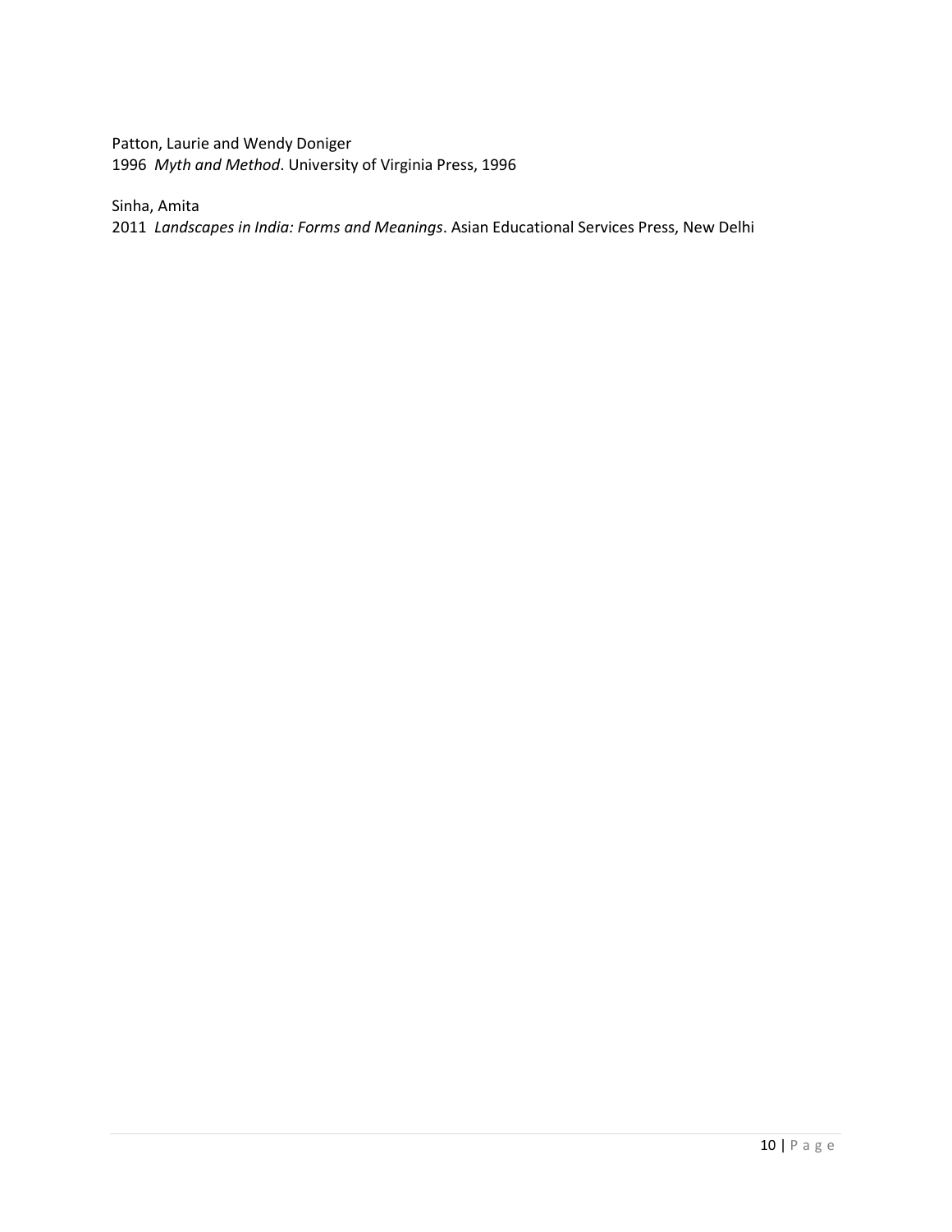Patton, Laurie and Wendy Doniger
1996 *Myth and Method*. University of Virginia Press, 1996

Sinha, Amita
2011 *Landscapes in India: Forms and Meanings*. Asian Educational Services Press, New Delhi